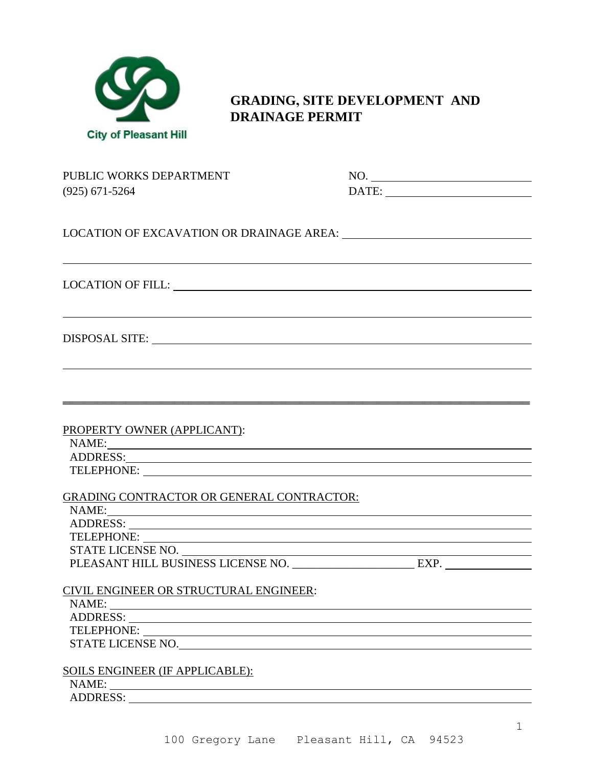City of Pleasant Hill

# GRADING, SITE DEVELOPMENT AND DRAINAGE PERMIT

PUBLIC WORKS DEPARTMENT
(925) 671-5264

NO. ______________________
DATE: ______________________

LOCATION OF EXCAVATION OR DRAINAGE AREA: ______________________

______________________

LOCATION OF FILL: ______________________

______________________

DISPOSAL SITE: ______________________

______________________

---

PROPERTY OWNER (APPLICANT):
NAME: ______________________
ADDRESS: ______________________
TELEPHONE: ______________________

GRADING CONTRACTOR OR GENERAL CONTRACTOR:
NAME: ______________________
ADDRESS: ______________________
TELEPHONE: ______________________
STATE LICENSE NO. ______________________
PLEASANT HILL BUSINESS LICENSE NO. ____________________ EXP. ______________

CIVIL ENGINEER OR STRUCTURAL ENGINEER:
NAME: ______________________
ADDRESS: ______________________
TELEPHONE: ______________________
STATE LICENSE NO. ______________________

SOILS ENGINEER (IF APPLICABLE):
NAME: ______________________
ADDRESS: ______________________

100 Gregory Lane Pleasant Hill, CA 94523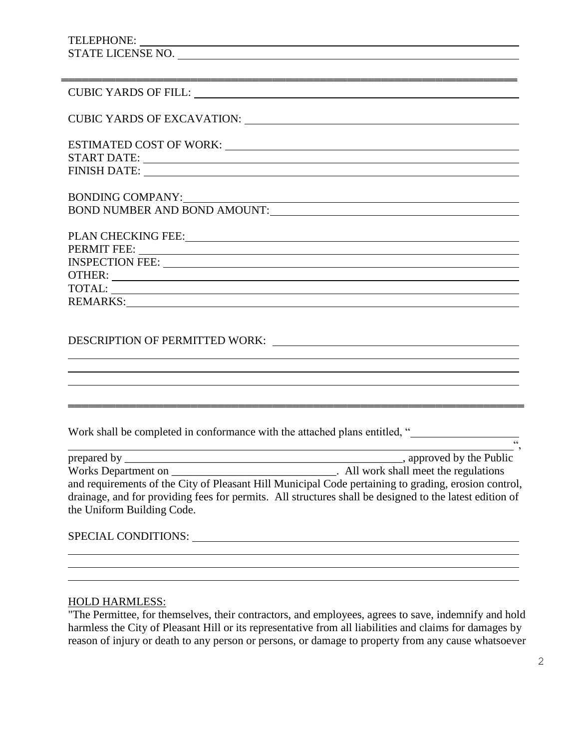TELEPHONE: ___________________________________________________________________

STATE LICENSE NO. ______________________________________________________________

---

CUBIC YARDS OF FILL: ___________________________________________________________

CUBIC YARDS OF EXCAVATION: ______________________________________________________

ESTIMATED COST OF WORK: ________________________________________________________

START DATE: ____________________________________________________________________

FINISH DATE: ___________________________________________________________________

BONDING COMPANY: ______________________________________________________________

BOND NUMBER AND BOND AMOUNT: __________________________________________________

PLAN CHECKING FEE: _____________________________________________________________

PERMIT FEE: ____________________________________________________________________

INSPECTION FEE: ________________________________________________________________

OTHER: ________________________________________________________________________

TOTAL: ________________________________________________________________________

REMARKS: ______________________________________________________________________

DESCRIPTION OF PERMITTED WORK: _________________________________________________

_______________________________________________________________________________

_______________________________________________________________________________

_______________________________________________________________________________

---

Work shall be completed in conformance with the attached plans entitled, "___________________

_______________________________________________________________________________",

prepared by _____________________________________________________, approved by the Public Works Department on ______________________________. All work shall meet the regulations and requirements of the City of Pleasant Hill Municipal Code pertaining to grading, erosion control, drainage, and for providing fees for permits. All structures shall be designed to the latest edition of the Uniform Building Code.

SPECIAL CONDITIONS: ____________________________________________________________

_______________________________________________________________________________

_______________________________________________________________________________

_______________________________________________________________________________

HOLD HARMLESS:

"The Permittee, for themselves, their contractors, and employees, agrees to save, indemnify and hold harmless the City of Pleasant Hill or its representative from all liabilities and claims for damages by reason of injury or death to any person or persons, or damage to property from any cause whatsoever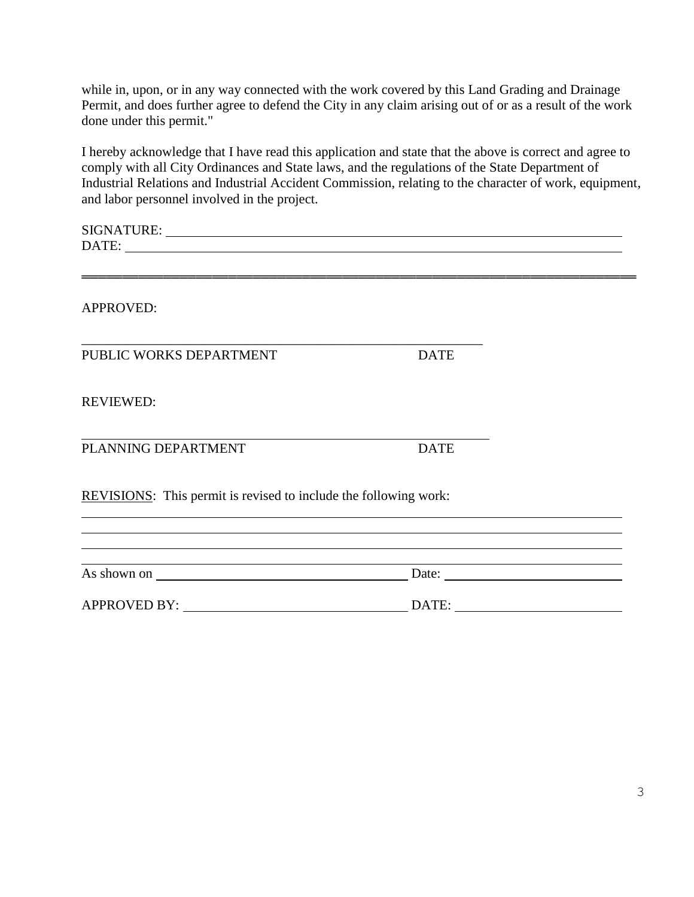while in, upon, or in any way connected with the work covered by this Land Grading and Drainage Permit, and does further agree to defend the City in any claim arising out of or as a result of the work done under this permit."

I hereby acknowledge that I have read this application and state that the above is correct and agree to comply with all City Ordinances and State laws, and the regulations of the State Department of Industrial Relations and Industrial Accident Commission, relating to the character of work, equipment, and labor personnel involved in the project.

SIGNATURE: ______________________________________________

DATE: ______________________________________________

---

APPROVED:

______________________________________________

PUBLIC WORKS DEPARTMENT DATE

REVIEWED:

______________________________________________

PLANNING DEPARTMENT DATE

<u>REVISIONS</u>: This permit is revised to include the following work:

______________________________________________

______________________________________________

______________________________________________

______________________________________________

As shown on ______________________ Date: ______________________

APPROVED BY: ______________________ DATE: ______________________